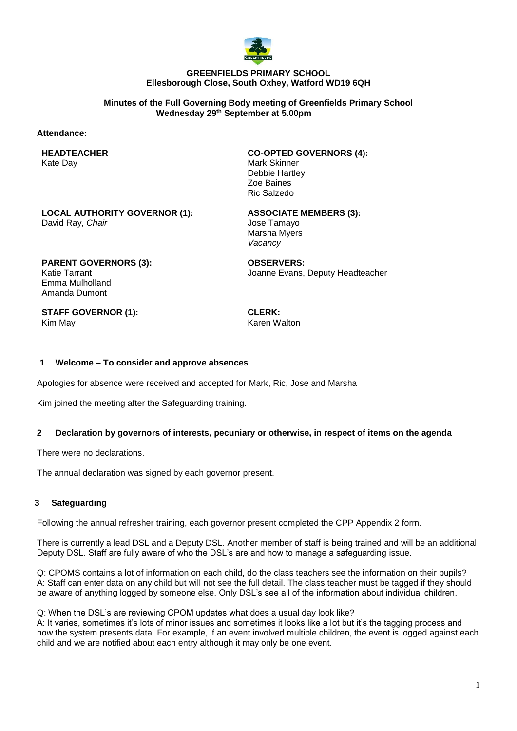**GREENFIELDS PRIMARY SCHOOL**
**Ellesborough Close, South Oxhey, Watford WD19 6QH**

**Minutes of the Full Governing Body meeting of Greenfields Primary School**
**Wednesday 29th September at 5.00pm**

**Attendance:**

**HEADTEACHER**
Kate Day

**CO-OPTED GOVERNORS (4):**
~~Mark Skinner~~
Debbie Hartley
Zoe Baines
~~Ric Salzedo~~

**LOCAL AUTHORITY GOVERNOR (1):**
David Ray, *Chair*

**ASSOCIATE MEMBERS (3):**
Jose Tamayo
Marsha Myers
*Vacancy*

**PARENT GOVERNORS (3):**
Katie Tarrant
Emma Mulholland
Amanda Dumont

**OBSERVERS:**
~~Joanne Evans, Deputy Headteacher~~

**STAFF GOVERNOR (1):**
Kim May

**CLERK:**
Karen Walton

### 1 Welcome – To consider and approve absences

Apologies for absence were received and accepted for Mark, Ric, Jose and Marsha

Kim joined the meeting after the Safeguarding training.

### 2 Declaration by governors of interests, pecuniary or otherwise, in respect of items on the agenda

There were no declarations.

The annual declaration was signed by each governor present.

### 3 Safeguarding

Following the annual refresher training, each governor present completed the CPP Appendix 2 form.

There is currently a lead DSL and a Deputy DSL. Another member of staff is being trained and will be an additional Deputy DSL. Staff are fully aware of who the DSL's are and how to manage a safeguarding issue.

Q: CPOMS contains a lot of information on each child, do the class teachers see the information on their pupils?
A: Staff can enter data on any child but will not see the full detail. The class teacher must be tagged if they should be aware of anything logged by someone else. Only DSL's see all of the information about individual children.

Q: When the DSL's are reviewing CPOM updates what does a usual day look like?
A: It varies, sometimes it's lots of minor issues and sometimes it looks like a lot but it's the tagging process and how the system presents data. For example, if an event involved multiple children, the event is logged against each child and we are notified about each entry although it may only be one event.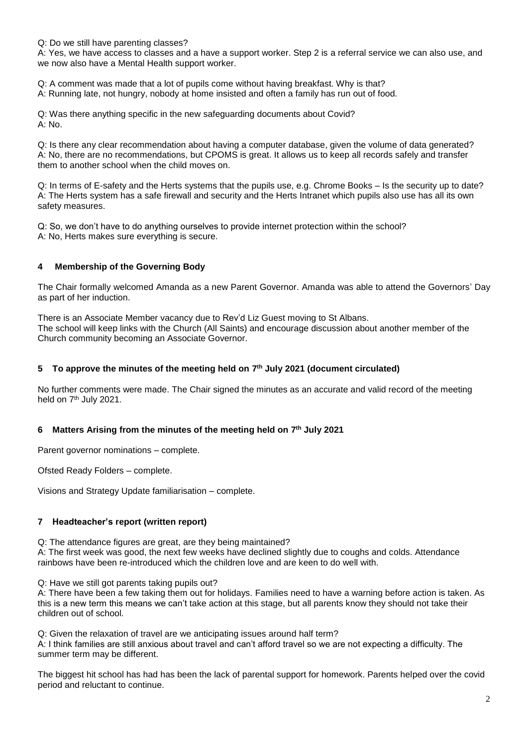Q: Do we still have parenting classes?
A: Yes, we have access to classes and a have a support worker. Step 2 is a referral service we can also use, and we now also have a Mental Health support worker.

Q: A comment was made that a lot of pupils come without having breakfast. Why is that?
A: Running late, not hungry, nobody at home insisted and often a family has run out of food.

Q: Was there anything specific in the new safeguarding documents about Covid?
A: No.

Q: Is there any clear recommendation about having a computer database, given the volume of data generated?
A: No, there are no recommendations, but CPOMS is great. It allows us to keep all records safely and transfer them to another school when the child moves on.

Q: In terms of E-safety and the Herts systems that the pupils use, e.g. Chrome Books – Is the security up to date?
A: The Herts system has a safe firewall and security and the Herts Intranet which pupils also use has all its own safety measures.

Q: So, we don't have to do anything ourselves to provide internet protection within the school?
A: No, Herts makes sure everything is secure.

## 4 Membership of the Governing Body

The Chair formally welcomed Amanda as a new Parent Governor. Amanda was able to attend the Governors' Day as part of her induction.

There is an Associate Member vacancy due to Rev'd Liz Guest moving to St Albans.
The school will keep links with the Church (All Saints) and encourage discussion about another member of the Church community becoming an Associate Governor.

## 5 To approve the minutes of the meeting held on 7th July 2021 (document circulated)

No further comments were made. The Chair signed the minutes as an accurate and valid record of the meeting held on 7th July 2021.

## 6 Matters Arising from the minutes of the meeting held on 7th July 2021

Parent governor nominations – complete.

Ofsted Ready Folders – complete.

Visions and Strategy Update familiarisation – complete.

## 7 Headteacher's report (written report)

Q: The attendance figures are great, are they being maintained?
A: The first week was good, the next few weeks have declined slightly due to coughs and colds. Attendance rainbows have been re-introduced which the children love and are keen to do well with.

Q: Have we still got parents taking pupils out?
A: There have been a few taking them out for holidays. Families need to have a warning before action is taken. As this is a new term this means we can't take action at this stage, but all parents know they should not take their children out of school.

Q: Given the relaxation of travel are we anticipating issues around half term?
A: I think families are still anxious about travel and can't afford travel so we are not expecting a difficulty. The summer term may be different.

The biggest hit school has had has been the lack of parental support for homework. Parents helped over the covid period and reluctant to continue.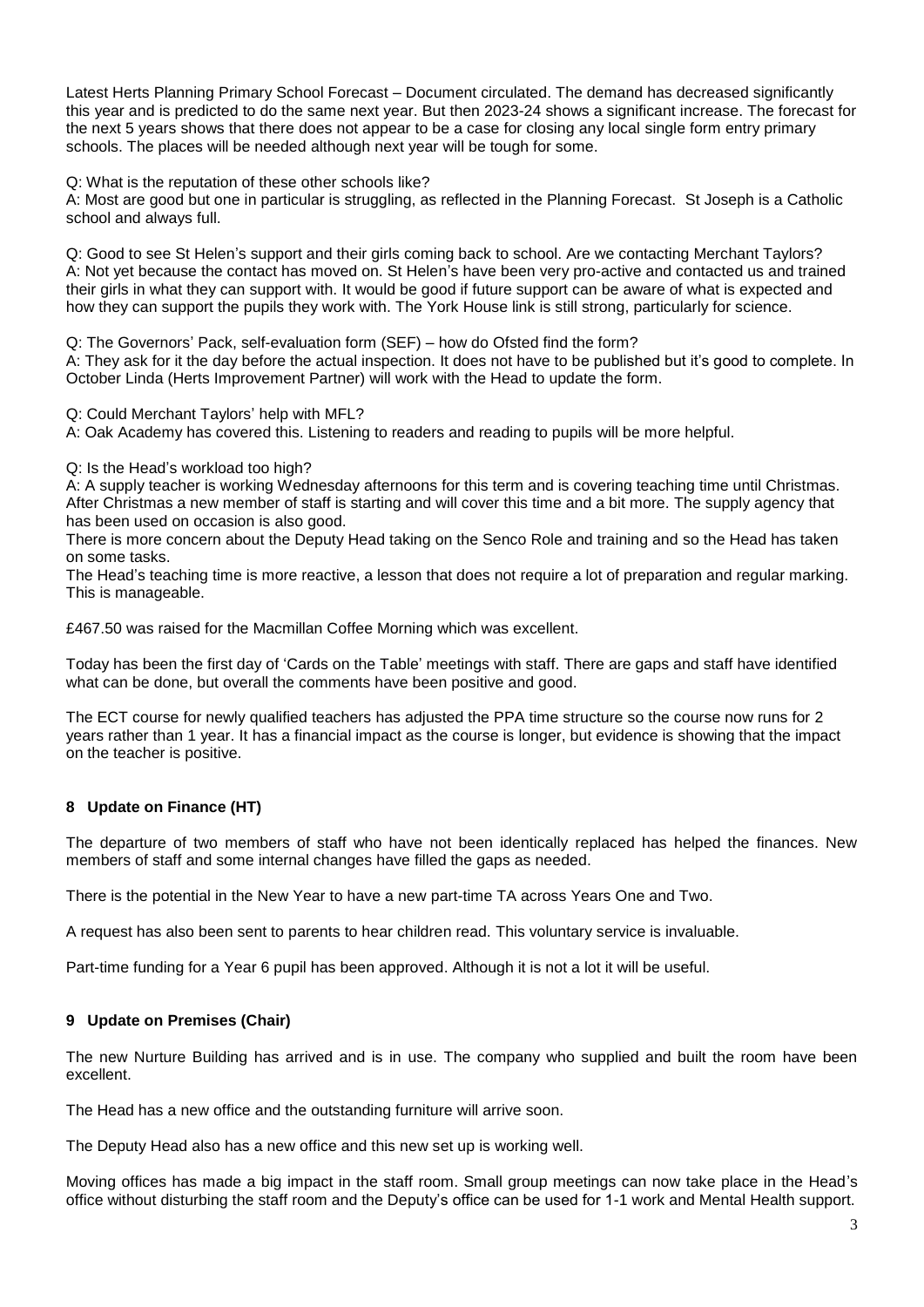Latest Herts Planning Primary School Forecast – Document circulated. The demand has decreased significantly this year and is predicted to do the same next year. But then 2023-24 shows a significant increase. The forecast for the next 5 years shows that there does not appear to be a case for closing any local single form entry primary schools. The places will be needed although next year will be tough for some.

Q: What is the reputation of these other schools like?
A: Most are good but one in particular is struggling, as reflected in the Planning Forecast. St Joseph is a Catholic school and always full.

Q: Good to see St Helen's support and their girls coming back to school. Are we contacting Merchant Taylors?
A: Not yet because the contact has moved on. St Helen's have been very pro-active and contacted us and trained their girls in what they can support with. It would be good if future support can be aware of what is expected and how they can support the pupils they work with. The York House link is still strong, particularly for science.

Q: The Governors' Pack, self-evaluation form (SEF) – how do Ofsted find the form?
A: They ask for it the day before the actual inspection. It does not have to be published but it's good to complete. In October Linda (Herts Improvement Partner) will work with the Head to update the form.

Q: Could Merchant Taylors' help with MFL?
A: Oak Academy has covered this. Listening to readers and reading to pupils will be more helpful.

Q: Is the Head's workload too high?
A: A supply teacher is working Wednesday afternoons for this term and is covering teaching time until Christmas. After Christmas a new member of staff is starting and will cover this time and a bit more. The supply agency that has been used on occasion is also good.
There is more concern about the Deputy Head taking on the Senco Role and training and so the Head has taken on some tasks.
The Head's teaching time is more reactive, a lesson that does not require a lot of preparation and regular marking. This is manageable.

£467.50 was raised for the Macmillan Coffee Morning which was excellent.

Today has been the first day of 'Cards on the Table' meetings with staff. There are gaps and staff have identified what can be done, but overall the comments have been positive and good.

The ECT course for newly qualified teachers has adjusted the PPA time structure so the course now runs for 2 years rather than 1 year. It has a financial impact as the course is longer, but evidence is showing that the impact on the teacher is positive.

## 8 Update on Finance (HT)

The departure of two members of staff who have not been identically replaced has helped the finances. New members of staff and some internal changes have filled the gaps as needed.

There is the potential in the New Year to have a new part-time TA across Years One and Two.

A request has also been sent to parents to hear children read. This voluntary service is invaluable.

Part-time funding for a Year 6 pupil has been approved. Although it is not a lot it will be useful.

## 9 Update on Premises (Chair)

The new Nurture Building has arrived and is in use. The company who supplied and built the room have been excellent.

The Head has a new office and the outstanding furniture will arrive soon.

The Deputy Head also has a new office and this new set up is working well.

Moving offices has made a big impact in the staff room. Small group meetings can now take place in the Head's office without disturbing the staff room and the Deputy's office can be used for 1-1 work and Mental Health support.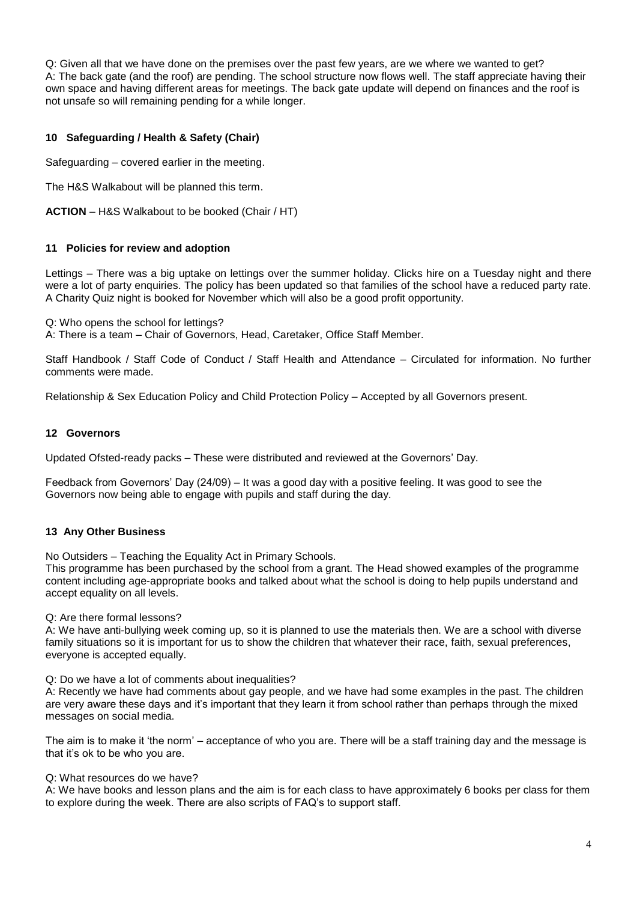Q: Given all that we have done on the premises over the past few years, are we where we wanted to get?
A: The back gate (and the roof) are pending. The school structure now flows well. The staff appreciate having their own space and having different areas for meetings. The back gate update will depend on finances and the roof is not unsafe so will remaining pending for a while longer.

## 10 Safeguarding / Health & Safety (Chair)

Safeguarding – covered earlier in the meeting.

The H&S Walkabout will be planned this term.

**ACTION** – H&S Walkabout to be booked (Chair / HT)

## 11 Policies for review and adoption

Lettings – There was a big uptake on lettings over the summer holiday. Clicks hire on a Tuesday night and there were a lot of party enquiries. The policy has been updated so that families of the school have a reduced party rate. A Charity Quiz night is booked for November which will also be a good profit opportunity.

Q: Who opens the school for lettings?
A: There is a team – Chair of Governors, Head, Caretaker, Office Staff Member.

Staff Handbook / Staff Code of Conduct / Staff Health and Attendance – Circulated for information. No further comments were made.

Relationship & Sex Education Policy and Child Protection Policy – Accepted by all Governors present.

## 12 Governors

Updated Ofsted-ready packs – These were distributed and reviewed at the Governors' Day.

Feedback from Governors' Day (24/09) – It was a good day with a positive feeling. It was good to see the Governors now being able to engage with pupils and staff during the day.

## 13 Any Other Business

No Outsiders – Teaching the Equality Act in Primary Schools.
This programme has been purchased by the school from a grant. The Head showed examples of the programme content including age-appropriate books and talked about what the school is doing to help pupils understand and accept equality on all levels.

Q: Are there formal lessons?
A: We have anti-bullying week coming up, so it is planned to use the materials then. We are a school with diverse family situations so it is important for us to show the children that whatever their race, faith, sexual preferences, everyone is accepted equally.

Q: Do we have a lot of comments about inequalities?
A: Recently we have had comments about gay people, and we have had some examples in the past. The children are very aware these days and it's important that they learn it from school rather than perhaps through the mixed messages on social media.

The aim is to make it 'the norm' – acceptance of who you are. There will be a staff training day and the message is that it's ok to be who you are.

Q: What resources do we have?
A: We have books and lesson plans and the aim is for each class to have approximately 6 books per class for them to explore during the week. There are also scripts of FAQ's to support staff.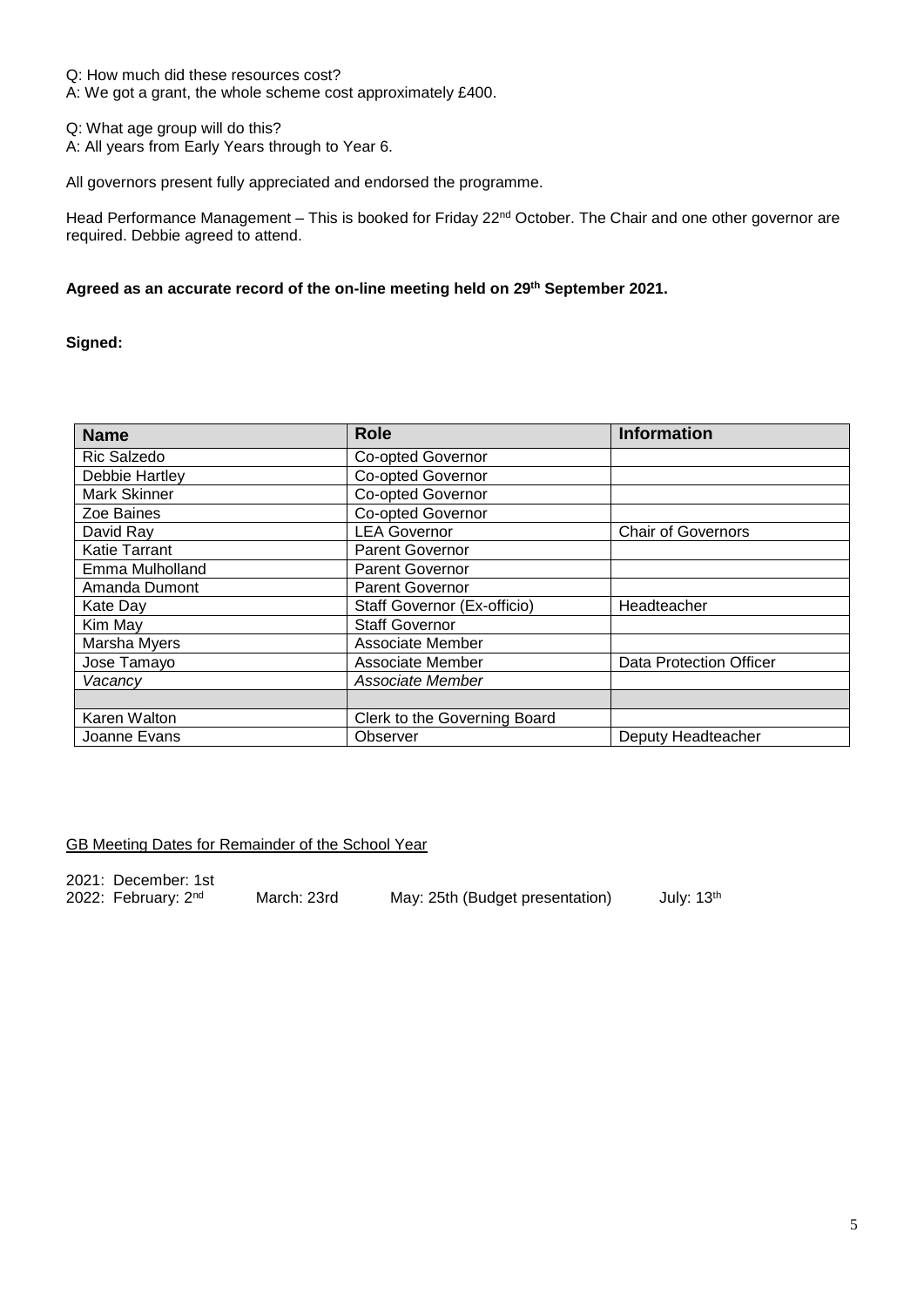Q: How much did these resources cost?
A: We got a grant, the whole scheme cost approximately £400.

Q: What age group will do this?
A: All years from Early Years through to Year 6.

All governors present fully appreciated and endorsed the programme.

Head Performance Management – This is booked for Friday 22nd October. The Chair and one other governor are required. Debbie agreed to attend.

**Agreed as an accurate record of the on-line meeting held on 29th September 2021.**

**Signed:**

| Name | Role | Information |
|---|---|---|
| Ric Salzedo | Co-opted Governor | |
| Debbie Hartley | Co-opted Governor | |
| Mark Skinner | Co-opted Governor | |
| Zoe Baines | Co-opted Governor | |
| David Ray | LEA Governor | Chair of Governors |
| Katie Tarrant | Parent Governor | |
| Emma Mulholland | Parent Governor | |
| Amanda Dumont | Parent Governor | |
| Kate Day | Staff Governor (Ex-officio) | Headteacher |
| Kim May | Staff Governor | |
| Marsha Myers | Associate Member | |
| Jose Tamayo | Associate Member | Data Protection Officer |
| *Vacancy* | *Associate Member* | |
| | | |
| Karen Walton | Clerk to the Governing Board | |
| Joanne Evans | Observer | Deputy Headteacher |

<u>GB Meeting Dates for Remainder of the School Year</u>

2021: December: 1st
2022: February: 2nd March: 23rd May: 25th (Budget presentation) July: 13th